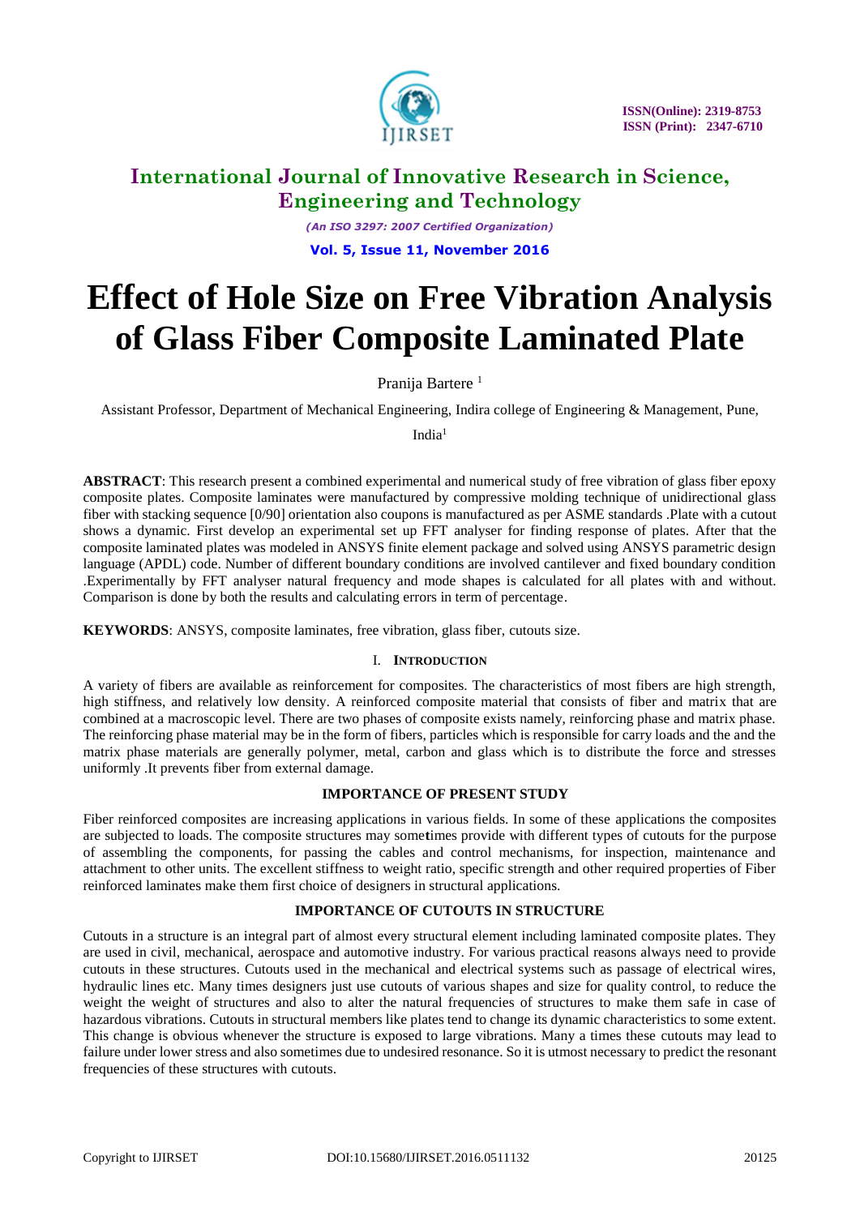# Effect of Hole Size on Free Vibration Analysis of Glass Fiber Composite Laminated Plate

Pranija Bartere [1]

Assistant Professor, Department of Mechanical Engineering, Indira college of Engineering & Management, Pune, India[1]

**ABSTRACT**: This research present a combined experimental and numerical study of free vibration of glass fiber epoxy composite plates. Composite laminates were manufactured by compressive molding technique of unidirectional glass fiber with stacking sequence [0/90] orientation also coupons is manufactured as per ASME standards .Plate with a cutout shows a dynamic. First develop an experimental set up FFT analyser for finding response of plates. After that the composite laminated plates was modeled in ANSYS finite element package and solved using ANSYS parametric design language (APDL) code. Number of different boundary conditions are involved cantilever and fixed boundary condition .Experimentally by FFT analyser natural frequency and mode shapes is calculated for all plates with and without. Comparison is done by both the results and calculating errors in term of percentage.

**KEYWORDS**: ANSYS, composite laminates, free vibration, glass fiber, cutouts size.

## I. INTRODUCTION

A variety of fibers are available as reinforcement for composites. The characteristics of most fibers are high strength, high stiffness, and relatively low density. A reinforced composite material that consists of fiber and matrix that are combined at a macroscopic level. There are two phases of composite exists namely, reinforcing phase and matrix phase. The reinforcing phase material may be in the form of fibers, particles which is responsible for carry loads and the and the matrix phase materials are generally polymer, metal, carbon and glass which is to distribute the force and stresses uniformly .It prevents fiber from external damage.

### IMPORTANCE OF PRESENT STUDY

Fiber reinforced composites are increasing applications in various fields. In some of these applications the composites are subjected to loads. The composite structures may sometimes provide with different types of cutouts for the purpose of assembling the components, for passing the cables and control mechanisms, for inspection, maintenance and attachment to other units. The excellent stiffness to weight ratio, specific strength and other required properties of Fiber reinforced laminates make them first choice of designers in structural applications.

### IMPORTANCE OF CUTOUTS IN STRUCTURE

Cutouts in a structure is an integral part of almost every structural element including laminated composite plates. They are used in civil, mechanical, aerospace and automotive industry. For various practical reasons always need to provide cutouts in these structures. Cutouts used in the mechanical and electrical systems such as passage of electrical wires, hydraulic lines etc. Many times designers just use cutouts of various shapes and size for quality control, to reduce the weight the weight of structures and also to alter the natural frequencies of structures to make them safe in case of hazardous vibrations. Cutouts in structural members like plates tend to change its dynamic characteristics to some extent. This change is obvious whenever the structure is exposed to large vibrations. Many a times these cutouts may lead to failure under lower stress and also sometimes due to undesired resonance. So it is utmost necessary to predict the resonant frequencies of these structures with cutouts.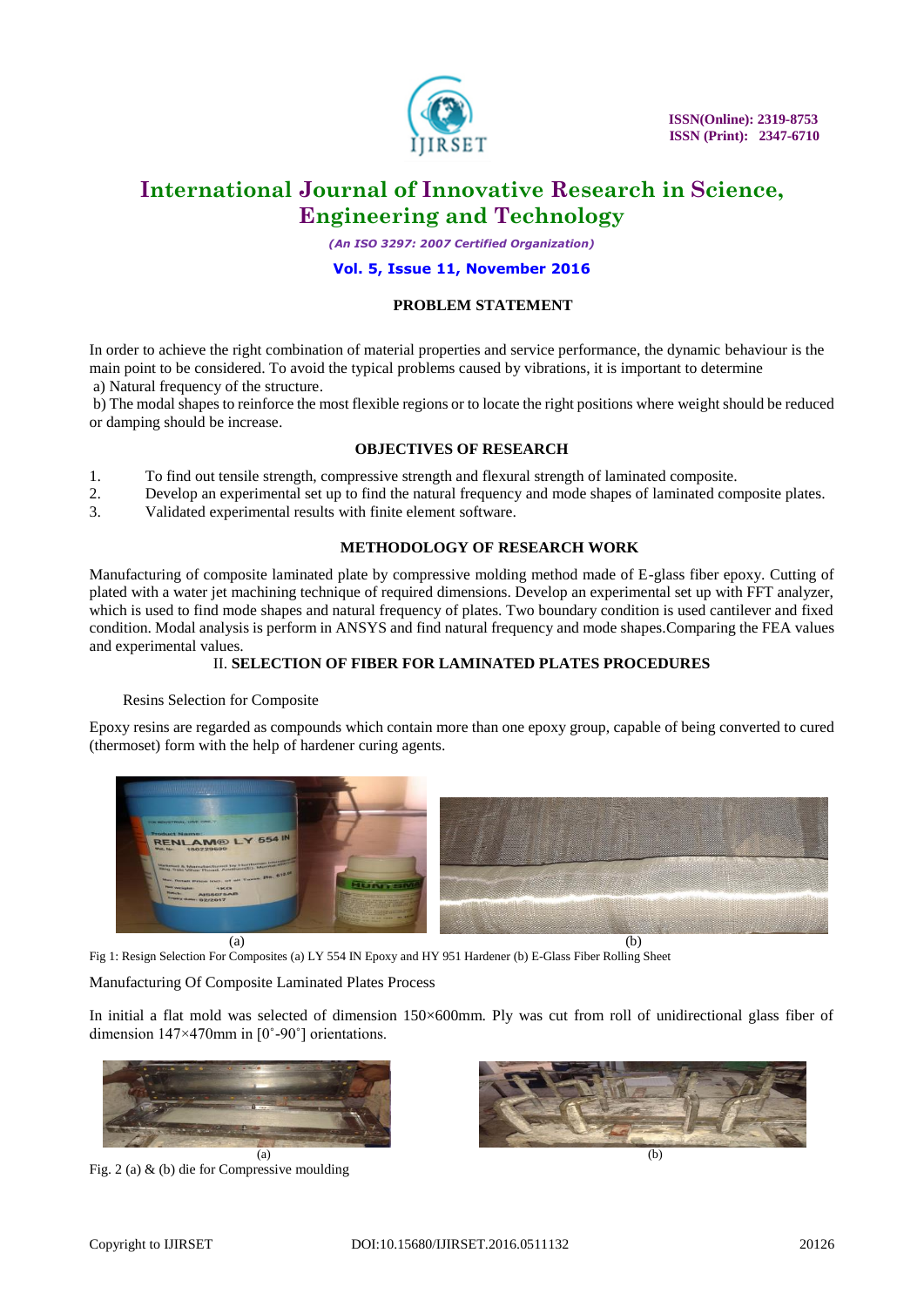## PROBLEM STATEMENT

In order to achieve the right combination of material properties and service performance, the dynamic behaviour is the main point to be considered. To avoid the typical problems caused by vibrations, it is important to determine

a) Natural frequency of the structure.

b) The modal shapes to reinforce the most flexible regions or to locate the right positions where weight should be reduced or damping should be increase.

## OBJECTIVES OF RESEARCH

1. To find out tensile strength, compressive strength and flexural strength of laminated composite.
2. Develop an experimental set up to find the natural frequency and mode shapes of laminated composite plates.
3. Validated experimental results with finite element software.

## METHODOLOGY OF RESEARCH WORK

Manufacturing of composite laminated plate by compressive molding method made of E-glass fiber epoxy. Cutting of plated with a water jet machining technique of required dimensions. Develop an experimental set up with FFT analyzer, which is used to find mode shapes and natural frequency of plates. Two boundary condition is used cantilever and fixed condition. Modal analysis is perform in ANSYS and find natural frequency and mode shapes.Comparing the FEA values and experimental values.

## II. SELECTION OF FIBER FOR LAMINATED PLATES PROCEDURES

Resins Selection for Composite

Epoxy resins are regarded as compounds which contain more than one epoxy group, capable of being converted to cured (thermoset) form with the help of hardener curing agents.

(a) (b)

Fig 1: Resign Selection For Composites (a) LY 554 IN Epoxy and HY 951 Hardener (b) E-Glass Fiber Rolling Sheet

Manufacturing Of Composite Laminated Plates Process

In initial a flat mold was selected of dimension 150×600mm. Ply was cut from roll of unidirectional glass fiber of dimension 147×470mm in [0˚-90˚] orientations.

(a) (b)

Fig. 2 (a) & (b) die for Compressive moulding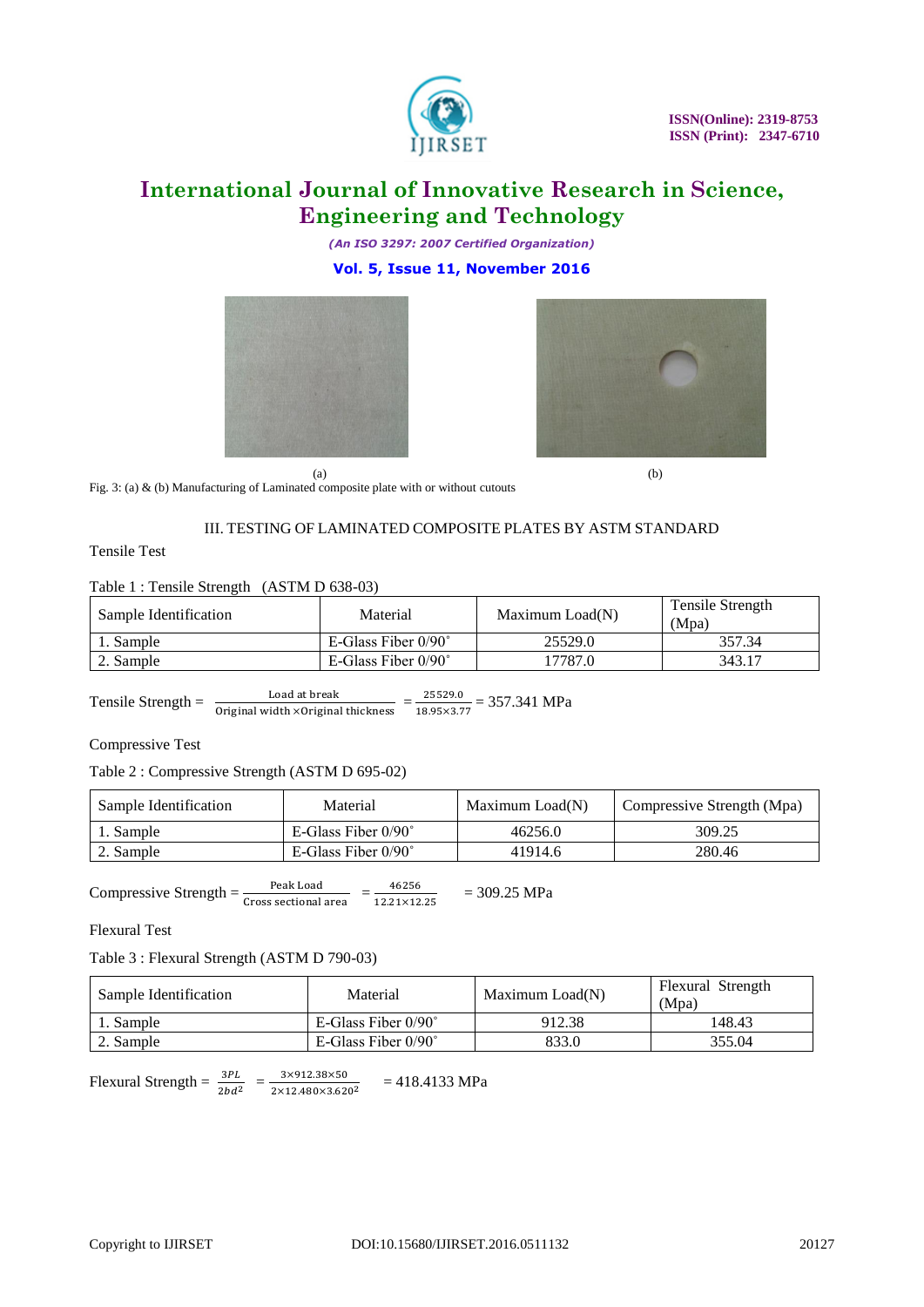(a) (b)

Fig. 3: (a) & (b) Manufacturing of Laminated composite plate with or without cutouts

## III. TESTING OF LAMINATED COMPOSITE PLATES BY ASTM STANDARD

Tensile Test

Table 1 : Tensile Strength (ASTM D 638-03)

| Sample Identification | Material | Maximum Load(N) | Tensile Strength (Mpa) |
|---|---|---|---|
| 1. Sample | E-Glass Fiber 0/90˚ | 25529.0 | 357.34 |
| 2. Sample | E-Glass Fiber 0/90˚ | 17787.0 | 343.17 |

$$\text{Tensile Strength} = \frac{\text{Load at break}}{\text{Original width} \times \text{Original thickness}} = \frac{25529.0}{18.95 \times 3.77} = 357.341 \text{ MPa}$$

Compressive Test

Table 2 : Compressive Strength (ASTM D 695-02)

| Sample Identification | Material | Maximum Load(N) | Compressive Strength (Mpa) |
|---|---|---|---|
| 1. Sample | E-Glass Fiber 0/90˚ | 46256.0 | 309.25 |
| 2. Sample | E-Glass Fiber 0/90˚ | 41914.6 | 280.46 |

$$\text{Compressive Strength} = \frac{\text{Peak Load}}{\text{Cross sectional area}} = \frac{46256}{12.21 \times 12.25} = 309.25 \text{ MPa}$$

Flexural Test

Table 3 : Flexural Strength (ASTM D 790-03)

| Sample Identification | Material | Maximum Load(N) | Flexural Strength (Mpa) |
|---|---|---|---|
| 1. Sample | E-Glass Fiber 0/90˚ | 912.38 | 148.43 |
| 2. Sample | E-Glass Fiber 0/90˚ | 833.0 | 355.04 |

$$\text{Flexural Strength} = \frac{3PL}{2bd^2} = \frac{3 \times 912.38 \times 50}{2 \times 12.480 \times 3.620^2} = 418.4133 \text{ MPa}$$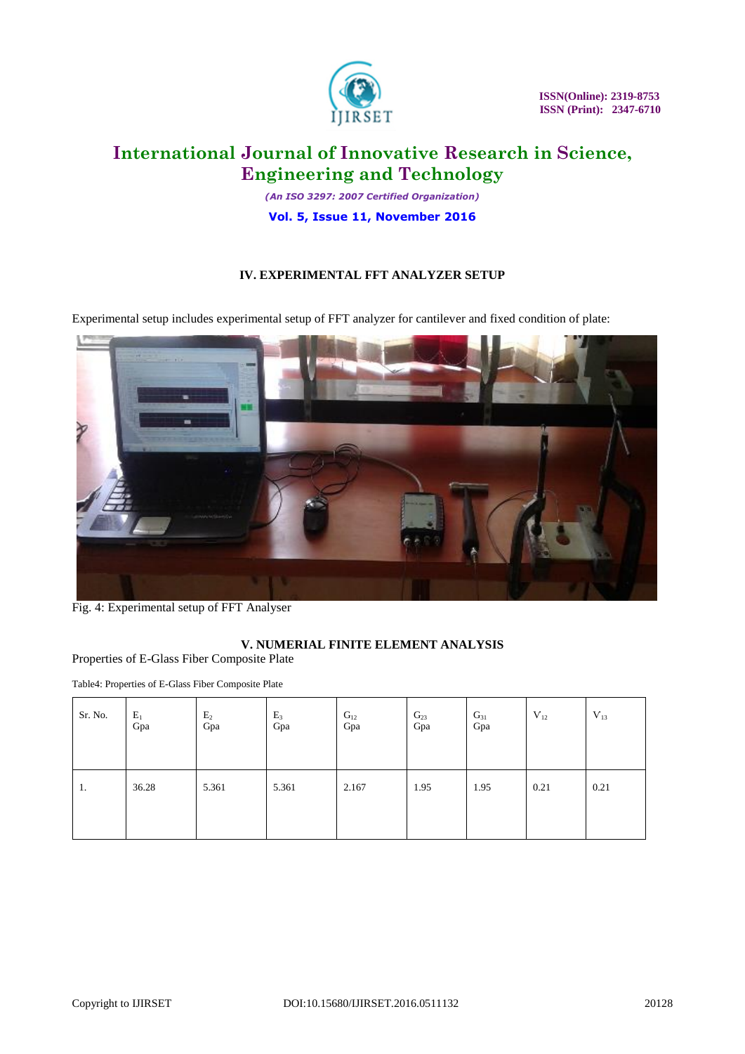## IV. EXPERIMENTAL FFT ANALYZER SETUP

Experimental setup includes experimental setup of FFT analyzer for cantilever and fixed condition of plate:

Fig. 4: Experimental setup of FFT Analyser

## V. NUMERIAL FINITE ELEMENT ANALYSIS

Properties of E-Glass Fiber Composite Plate

Table4: Properties of E-Glass Fiber Composite Plate

| Sr. No. | $E_1$ Gpa | $E_2$ Gpa | $E_3$ Gpa | $G_{12}$ Gpa | $G_{23}$ Gpa | $G_{31}$ Gpa | $V_{12}$ | $V_{13}$ |
|---|---|---|---|---|---|---|---|---|
| 1. | 36.28 | 5.361 | 5.361 | 2.167 | 1.95 | 1.95 | 0.21 | 0.21 |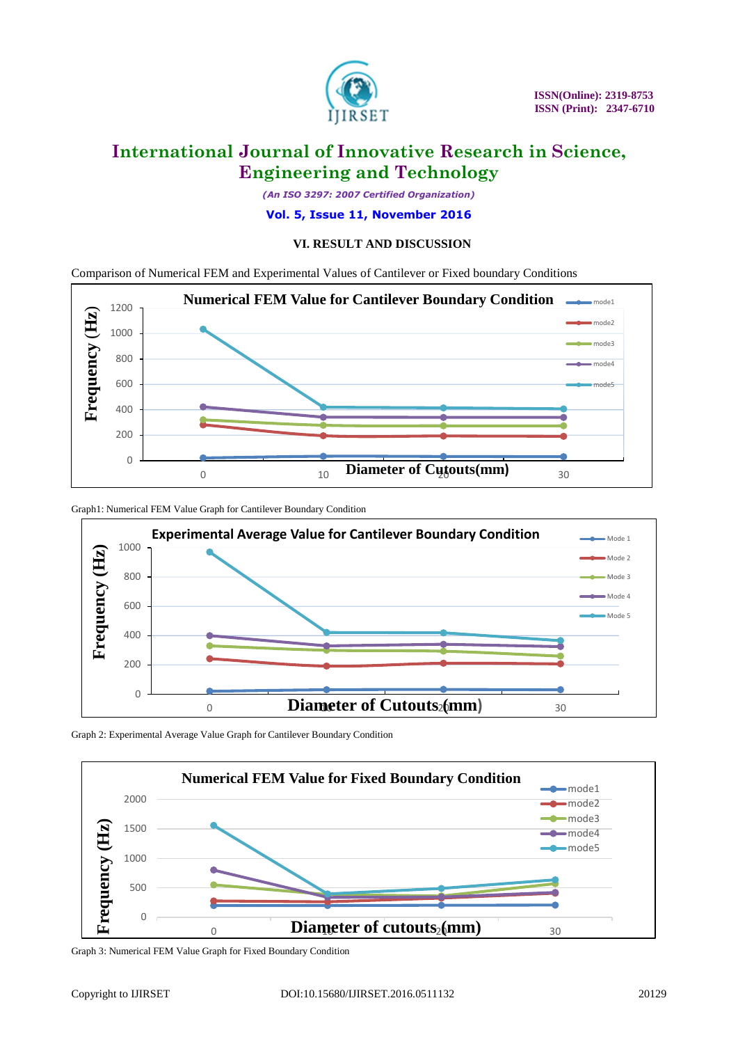## VI. RESULT AND DISCUSSION

Comparison of Numerical FEM and Experimental Values of Cantilever or Fixed boundary Conditions

Graph1: Numerical FEM Value Graph for Cantilever Boundary Condition

Graph 2: Experimental Average Value Graph for Cantilever Boundary Condition

Graph 3: Numerical FEM Value Graph for Fixed Boundary Condition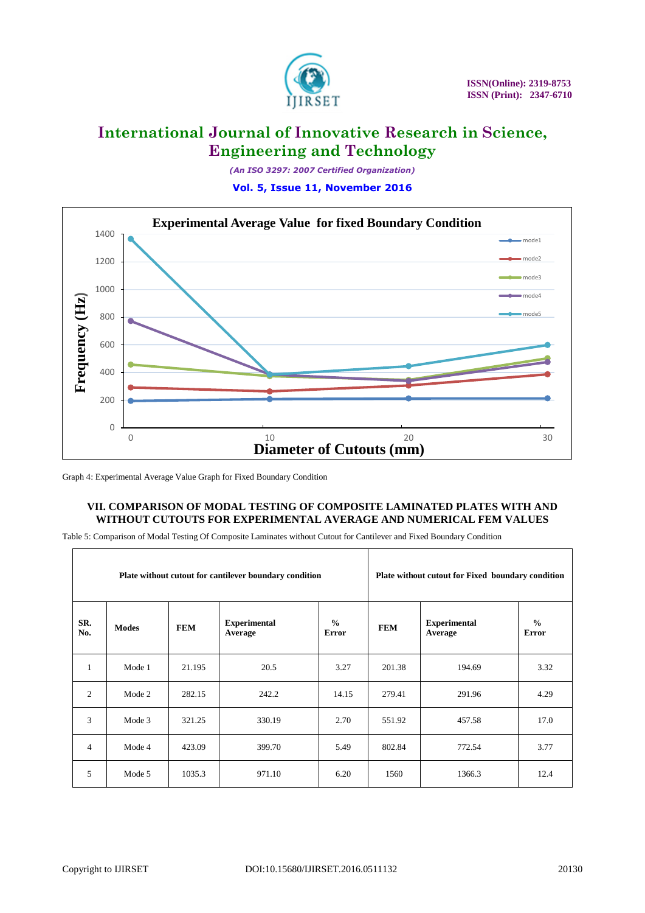Graph 4: Experimental Average Value Graph for Fixed Boundary Condition

## VII. COMPARISON OF MODAL TESTING OF COMPOSITE LAMINATED PLATES WITH AND WITHOUT CUTOUTS FOR EXPERIMENTAL AVERAGE AND NUMERICAL FEM VALUES

Table 5: Comparison of Modal Testing Of Composite Laminates without Cutout for Cantilever and Fixed Boundary Condition

| Plate without cutout for cantilever boundary condition | | | | | Plate without cutout for Fixed boundary condition | | |
|---|---|---|---|---|---|---|---|
| **SR. No.** | **Modes** | **FEM** | **Experimental Average** | **% Error** | **FEM** | **Experimental Average** | **% Error** |
| 1 | Mode 1 | 21.195 | 20.5 | 3.27 | 201.38 | 194.69 | 3.32 |
| 2 | Mode 2 | 282.15 | 242.2 | 14.15 | 279.41 | 291.96 | 4.29 |
| 3 | Mode 3 | 321.25 | 330.19 | 2.70 | 551.92 | 457.58 | 17.0 |
| 4 | Mode 4 | 423.09 | 399.70 | 5.49 | 802.84 | 772.54 | 3.77 |
| 5 | Mode 5 | 1035.3 | 971.10 | 6.20 | 1560 | 1366.3 | 12.4 |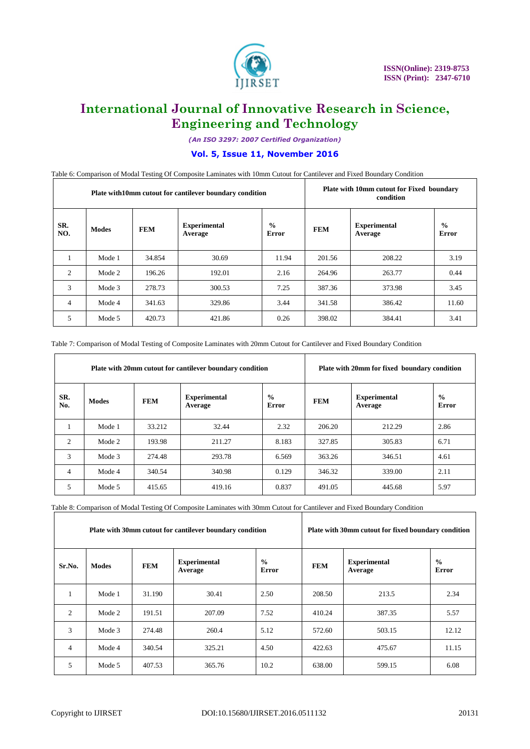Table 6: Comparison of Modal Testing Of Composite Laminates with 10mm Cutout for Cantilever and Fixed Boundary Condition

| Plate with10mm cutout for cantilever boundary condition | | | | | Plate with 10mm cutout for Fixed boundary condition | | |
|---|---|---|---|---|---|---|---|
| SR. NO. | Modes | FEM | Experimental Average | % Error | FEM | Experimental Average | % Error |
| 1 | Mode 1 | 34.854 | 30.69 | 11.94 | 201.56 | 208.22 | 3.19 |
| 2 | Mode 2 | 196.26 | 192.01 | 2.16 | 264.96 | 263.77 | 0.44 |
| 3 | Mode 3 | 278.73 | 300.53 | 7.25 | 387.36 | 373.98 | 3.45 |
| 4 | Mode 4 | 341.63 | 329.86 | 3.44 | 341.58 | 386.42 | 11.60 |
| 5 | Mode 5 | 420.73 | 421.86 | 0.26 | 398.02 | 384.41 | 3.41 |

Table 7: Comparison of Modal Testing of Composite Laminates with 20mm Cutout for Cantilever and Fixed Boundary Condition

| Plate with 20mm cutout for cantilever boundary condition | | | | | Plate with 20mm for fixed boundary condition | | |
|---|---|---|---|---|---|---|---|
| SR. No. | Modes | FEM | Experimental Average | % Error | FEM | Experimental Average | % Error |
| 1 | Mode 1 | 33.212 | 32.44 | 2.32 | 206.20 | 212.29 | 2.86 |
| 2 | Mode 2 | 193.98 | 211.27 | 8.183 | 327.85 | 305.83 | 6.71 |
| 3 | Mode 3 | 274.48 | 293.78 | 6.569 | 363.26 | 346.51 | 4.61 |
| 4 | Mode 4 | 340.54 | 340.98 | 0.129 | 346.32 | 339.00 | 2.11 |
| 5 | Mode 5 | 415.65 | 419.16 | 0.837 | 491.05 | 445.68 | 5.97 |

Table 8: Comparison of Modal Testing Of Composite Laminates with 30mm Cutout for Cantilever and Fixed Boundary Condition

| Plate with 30mm cutout for cantilever boundary condition | | | | | Plate with 30mm cutout for fixed boundary condition | | |
|---|---|---|---|---|---|---|---|
| Sr.No. | Modes | FEM | Experimental Average | % Error | FEM | Experimental Average | % Error |
| 1 | Mode 1 | 31.190 | 30.41 | 2.50 | 208.50 | 213.5 | 2.34 |
| 2 | Mode 2 | 191.51 | 207.09 | 7.52 | 410.24 | 387.35 | 5.57 |
| 3 | Mode 3 | 274.48 | 260.4 | 5.12 | 572.60 | 503.15 | 12.12 |
| 4 | Mode 4 | 340.54 | 325.21 | 4.50 | 422.63 | 475.67 | 11.15 |
| 5 | Mode 5 | 407.53 | 365.76 | 10.2 | 638.00 | 599.15 | 6.08 |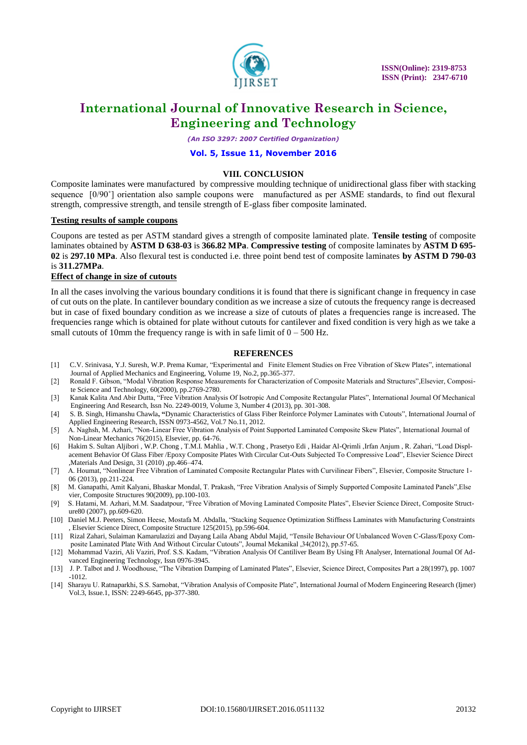## VIII. CONCLUSION

Composite laminates were manufactured by compressive moulding technique of unidirectional glass fiber with stacking sequence [0/90˚] orientation also sample coupons were manufactured as per ASME standards, to find out flexural strength, compressive strength, and tensile strength of E-glass fiber composite laminated.

**Testing results of sample coupons**

Coupons are tested as per ASTM standard gives a strength of composite laminated plate. **Tensile testing** of composite laminates obtained by **ASTM D 638-03** is **366.82 MPa**. **Compressive testing** of composite laminates by **ASTM D 695-02** is **297.10 MPa**. Also flexural test is conducted i.e. three point bend test of composite laminates **by ASTM D 790-03** is **311.27MPa**.

**Effect of change in size of cutouts**

In all the cases involving the various boundary conditions it is found that there is significant change in frequency in case of cut outs on the plate. In cantilever boundary condition as we increase a size of cutouts the frequency range is decreased but in case of fixed boundary condition as we increase a size of cutouts of plates a frequencies range is increased. The frequencies range which is obtained for plate without cutouts for cantilever and fixed condition is very high as we take a small cutouts of 10mm the frequency range is with in safe limit of 0 – 500 Hz.

## REFERENCES

[1] C.V. Srinivasa, Y.J. Suresh, W.P. Prema Kumar, "Experimental and Finite Element Studies on Free Vibration of Skew Plates", international Journal of Applied Mechanics and Engineering, Volume 19, No.2, pp.365-377.

[2] Ronald F. Gibson, "Modal Vibration Response Measurements for Characterization of Composite Materials and Structures",Elsevier, Composite Science and Technology, 60(2000), pp.2769-2780.

[3] Kanak Kalita And Abir Dutta, "Free Vibration Analysis Of Isotropic And Composite Rectangular Plates", International Journal Of Mechanical Engineering And Research, Issn No. 2249-0019, Volume 3, Number 4 (2013), pp. 301-308.

[4] S. B. Singh, Himanshu Chawla**, "**Dynamic Characteristics of Glass Fiber Reinforce Polymer Laminates with Cutouts", International Journal of Applied Engineering Research, ISSN 0973-4562, Vol.7 No.11, 2012.

[5] A. Naghsh, M. Azhari, "Non-Linear Free Vibration Analysis of Point Supported Laminated Composite Skew Plates", International Journal of Non-Linear Mechanics 76(2015), Elsevier, pp. 64-76.

[6] Hakim S. Sultan Aljibori , W.P. Chong , T.M.I. Mahlia , W.T. Chong , Prasetyo Edi , Haidar Al-Qrimli ,Irfan Anjum , R. Zahari, "Load Displacement Behavior Of Glass Fiber /Epoxy Composite Plates With Circular Cut-Outs Subjected To Compressive Load", Elsevier Science Direct ,Materials And Design, 31 (2010) ,pp.466–474.

[7] A. Houmat, "Nonlinear Free Vibration of Laminated Composite Rectangular Plates with Curvilinear Fibers", Elsevier, Composite Structure 1-06 (2013), pp.211-224.

[8] M. Ganapathi, Amit Kalyani, Bhaskar Mondal, T. Prakash, "Free Vibration Analysis of Simply Supported Composite Laminated Panels",Elsevier, Composite Structures 90(2009), pp.100-103.

[9] S. Hatami, M. Azhari, M.M. Saadatpour, "Free Vibration of Moving Laminated Composite Plates", Elsevier Science Direct, Composite Structure80 (2007), pp.609-620.

[10] Daniel M.J. Peeters, Simon Heese, Mostafa M. Abdalla, "Stacking Sequence Optimization Stiffness Laminates with Manufacturing Constraints , Elsevier Science Direct, Composite Structure 125(2015), pp.596-604.

[11] Rizal Zahari, Sulaiman Kamarulazizi and Dayang Laila Abang Abdul Majid, "Tensile Behaviour Of Unbalanced Woven C-Glass/Epoxy Composite Laminated Plate With And Without Circular Cutouts", Journal Mekanikal ,34(2012), pp.57-65.

[12] Mohammad Vaziri, Ali Vaziri, Prof. S.S. Kadam, "Vibration Analysis Of Cantiliver Beam By Using Fft Analyser, International Journal Of Advanced Engineering Technology, Issn 0976-3945.

[13] J. P. Talbot and J. Woodhouse, "The Vibration Damping of Laminated Plates", Elsevier, Science Direct, Composites Part a 28(1997), pp. 1007 -1012.

[14] Sharayu U. Ratnaparkhi, S.S. Sarnobat, "Vibration Analysis of Composite Plate", International Journal of Modern Engineering Research (Ijmer) Vol.3, Issue.1, ISSN: 2249-6645, pp-377-380.